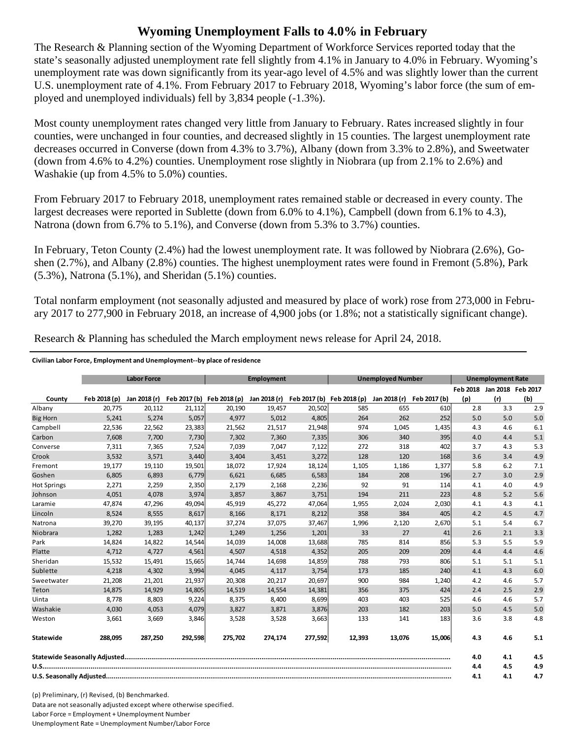# Wyoming Unemployment Falls to 4.0% in February

The Research & Planning section of the Wyoming Department of Workforce Services reported today that the state's seasonally adjusted unemployment rate fell slightly from 4.1% in January to 4.0% in February. Wyoming's unemployment rate was down significantly from its year-ago level of 4.5% and was slightly lower than the current U.S. unemployment rate of 4.1%. From February 2017 to February 2018, Wyoming's labor force (the sum of employed and unemployed individuals) fell by 3,834 people (-1.3%).

Most county unemployment rates changed very little from January to February. Rates increased slightly in four counties, were unchanged in four counties, and decreased slightly in 15 counties. The largest unemployment rate decreases occurred in Converse (down from 4.3% to 3.7%), Albany (down from 3.3% to 2.8%), and Sweetwater (down from 4.6% to 4.2%) counties. Unemployment rose slightly in Niobrara (up from 2.1% to 2.6%) and Washakie (up from 4.5% to 5.0%) counties.

From February 2017 to February 2018, unemployment rates remained stable or decreased in every county. The largest decreases were reported in Sublette (down from 6.0% to 4.1%), Campbell (down from 6.1% to 4.3), Natrona (down from 6.7% to 5.1%), and Converse (down from 5.3% to 3.7%) counties.

In February, Teton County (2.4%) had the lowest unemployment rate. It was followed by Niobrara (2.6%), Goshen (2.7%), and Albany (2.8%) counties. The highest unemployment rates were found in Fremont (5.8%), Park (5.3%), Natrona (5.1%), and Sheridan (5.1%) counties.

Total nonfarm employment (not seasonally adjusted and measured by place of work) rose from 273,000 in February 2017 to 277,900 in February 2018, an increase of 4,900 jobs (or 1.8%; not a statistically significant change).

Research & Planning has scheduled the March employment news release for April 24, 2018.

**Civilian Labor Force, Employment and Unemployment--by place of residence**

| | Labor Force | | | Employment | | | Unemployed Number | | | Unemployment Rate | | |
|---|---|---|---|---|---|---|---|---|---|---|---|---|
| County | Feb 2018 (p) | Jan 2018 (r) | Feb 2017 (b) | Feb 2018 (p) | Jan 2018 (r) | Feb 2017 (b) | Feb 2018 (p) | Jan 2018 (r) | Feb 2017 (b) | Feb 2018 (p) | Jan 2018 (r) | Feb 2017 (b) |
| Albany | 20,775 | 20,112 | 21,112 | 20,190 | 19,457 | 20,502 | 585 | 655 | 610 | 2.8 | 3.3 | 2.9 |
| Big Horn | 5,241 | 5,274 | 5,057 | 4,977 | 5,012 | 4,805 | 264 | 262 | 252 | 5.0 | 5.0 | 5.0 |
| Campbell | 22,536 | 22,562 | 23,383 | 21,562 | 21,517 | 21,948 | 974 | 1,045 | 1,435 | 4.3 | 4.6 | 6.1 |
| Carbon | 7,608 | 7,700 | 7,730 | 7,302 | 7,360 | 7,335 | 306 | 340 | 395 | 4.0 | 4.4 | 5.1 |
| Converse | 7,311 | 7,365 | 7,524 | 7,039 | 7,047 | 7,122 | 272 | 318 | 402 | 3.7 | 4.3 | 5.3 |
| Crook | 3,532 | 3,571 | 3,440 | 3,404 | 3,451 | 3,272 | 128 | 120 | 168 | 3.6 | 3.4 | 4.9 |
| Fremont | 19,177 | 19,110 | 19,501 | 18,072 | 17,924 | 18,124 | 1,105 | 1,186 | 1,377 | 5.8 | 6.2 | 7.1 |
| Goshen | 6,805 | 6,893 | 6,779 | 6,621 | 6,685 | 6,583 | 184 | 208 | 196 | 2.7 | 3.0 | 2.9 |
| Hot Springs | 2,271 | 2,259 | 2,350 | 2,179 | 2,168 | 2,236 | 92 | 91 | 114 | 4.1 | 4.0 | 4.9 |
| Johnson | 4,051 | 4,078 | 3,974 | 3,857 | 3,867 | 3,751 | 194 | 211 | 223 | 4.8 | 5.2 | 5.6 |
| Laramie | 47,874 | 47,296 | 49,094 | 45,919 | 45,272 | 47,064 | 1,955 | 2,024 | 2,030 | 4.1 | 4.3 | 4.1 |
| Lincoln | 8,524 | 8,555 | 8,617 | 8,166 | 8,171 | 8,212 | 358 | 384 | 405 | 4.2 | 4.5 | 4.7 |
| Natrona | 39,270 | 39,195 | 40,137 | 37,274 | 37,075 | 37,467 | 1,996 | 2,120 | 2,670 | 5.1 | 5.4 | 6.7 |
| Niobrara | 1,282 | 1,283 | 1,242 | 1,249 | 1,256 | 1,201 | 33 | 27 | 41 | 2.6 | 2.1 | 3.3 |
| Park | 14,824 | 14,822 | 14,544 | 14,039 | 14,008 | 13,688 | 785 | 814 | 856 | 5.3 | 5.5 | 5.9 |
| Platte | 4,712 | 4,727 | 4,561 | 4,507 | 4,518 | 4,352 | 205 | 209 | 209 | 4.4 | 4.4 | 4.6 |
| Sheridan | 15,532 | 15,491 | 15,665 | 14,744 | 14,698 | 14,859 | 788 | 793 | 806 | 5.1 | 5.1 | 5.1 |
| Sublette | 4,218 | 4,302 | 3,994 | 4,045 | 4,117 | 3,754 | 173 | 185 | 240 | 4.1 | 4.3 | 6.0 |
| Sweetwater | 21,208 | 21,201 | 21,937 | 20,308 | 20,217 | 20,697 | 900 | 984 | 1,240 | 4.2 | 4.6 | 5.7 |
| Teton | 14,875 | 14,929 | 14,805 | 14,519 | 14,554 | 14,381 | 356 | 375 | 424 | 2.4 | 2.5 | 2.9 |
| Uinta | 8,778 | 8,803 | 9,224 | 8,375 | 8,400 | 8,699 | 403 | 403 | 525 | 4.6 | 4.6 | 5.7 |
| Washakie | 4,030 | 4,053 | 4,079 | 3,827 | 3,871 | 3,876 | 203 | 182 | 203 | 5.0 | 4.5 | 5.0 |
| Weston | 3,661 | 3,669 | 3,846 | 3,528 | 3,528 | 3,663 | 133 | 141 | 183 | 3.6 | 3.8 | 4.8 |
| **Statewide** | **288,095** | **287,250** | **292,598** | **275,702** | **274,174** | **277,592** | **12,393** | **13,076** | **15,006** | **4.3** | **4.6** | **5.1** |
| **Statewide Seasonally Adjusted** | | | | | | | | | | **4.0** | **4.1** | **4.5** |
| **U.S.** | | | | | | | | | | **4.4** | **4.5** | **4.9** |
| **U.S. Seasonally Adjusted** | | | | | | | | | | **4.1** | **4.1** | **4.7** |

(p) Preliminary, (r) Revised, (b) Benchmarked.

Data are not seasonally adjusted except where otherwise specified.

Labor Force = Employment + Unemployment Number

Unemployment Rate = Unemployment Number/Labor Force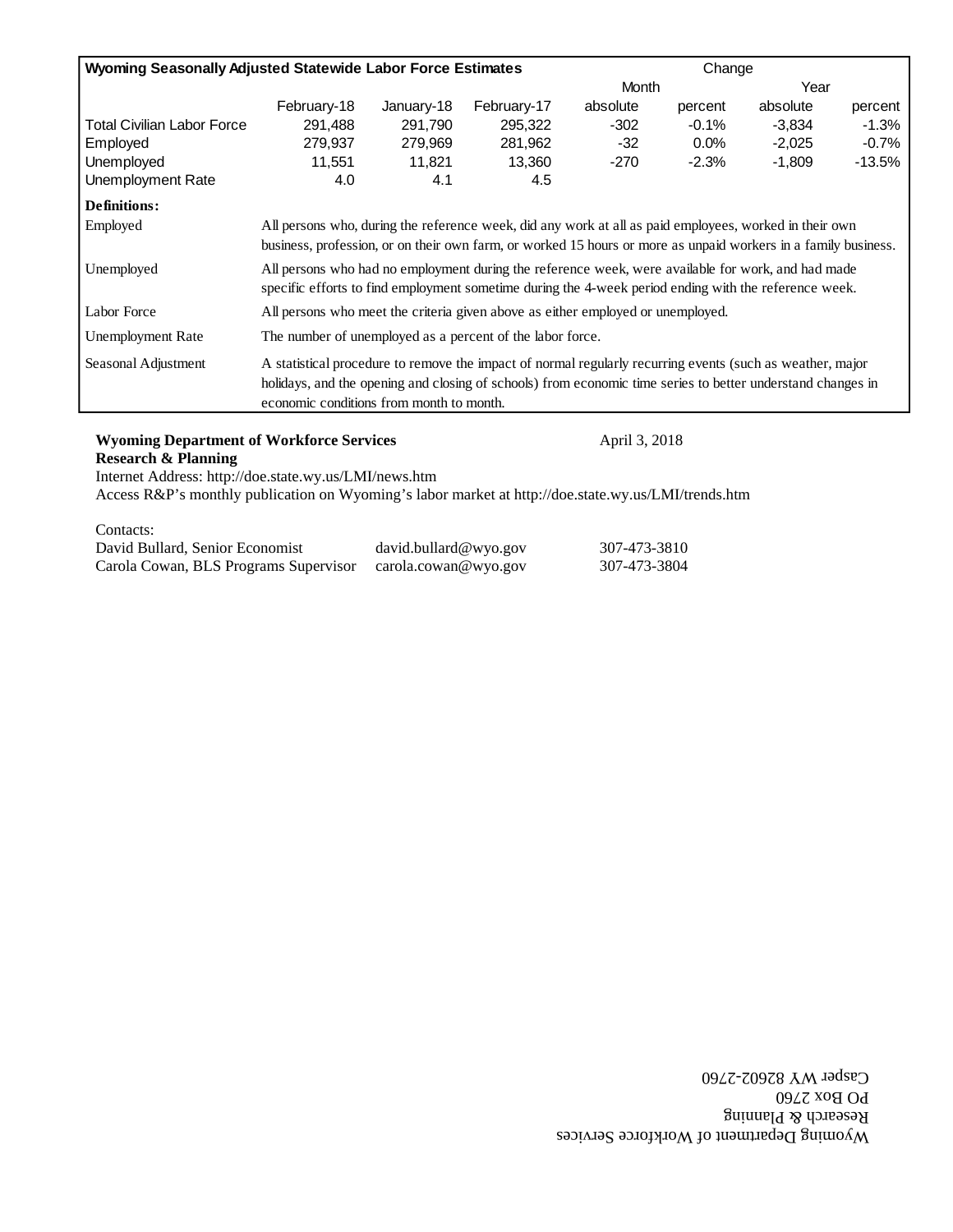| Wyoming Seasonally Adjusted Statewide Labor Force Estimates | | | | Change | | | |
|---|---|---|---|---|---|---|---|
| | | | | Month | | Year | |
| | February-18 | January-18 | February-17 | absolute | percent | absolute | percent |
| Total Civilian Labor Force | 291,488 | 291,790 | 295,322 | -302 | -0.1% | -3,834 | -1.3% |
| Employed | 279,937 | 279,969 | 281,962 | -32 | 0.0% | -2,025 | -0.7% |
| Unemployed | 11,551 | 11,821 | 13,360 | -270 | -2.3% | -1,809 | -13.5% |
| Unemployment Rate | 4.0 | 4.1 | 4.5 | | | | |

**Definitions:**

| | |
|---|---|
| Employed | All persons who, during the reference week, did any work at all as paid employees, worked in their own business, profession, or on their own farm, or worked 15 hours or more as unpaid workers in a family business. |
| Unemployed | All persons who had no employment during the reference week, were available for work, and had made specific efforts to find employment sometime during the 4-week period ending with the reference week. |
| Labor Force | All persons who meet the criteria given above as either employed or unemployed. |
| Unemployment Rate | The number of unemployed as a percent of the labor force. |
| Seasonal Adjustment | A statistical procedure to remove the impact of normal regularly recurring events (such as weather, major holidays, and the opening and closing of schools) from economic time series to better understand changes in economic conditions from month to month. |

**Wyoming Department of Workforce Services** April 3, 2018
**Research & Planning**
Internet Address: http://doe.state.wy.us/LMI/news.htm
Access R&P's monthly publication on Wyoming's labor market at http://doe.state.wy.us/LMI/trends.htm

Contacts:

| | | |
|---|---|---|
| David Bullard, Senior Economist | david.bullard@wyo.gov | 307-473-3810 |
| Carola Cowan, BLS Programs Supervisor | carola.cowan@wyo.gov | 307-473-3804 |

Wyoming Department of Workforce Services
Research & Planning
PO Box 2760
Casper WY 82602-2760